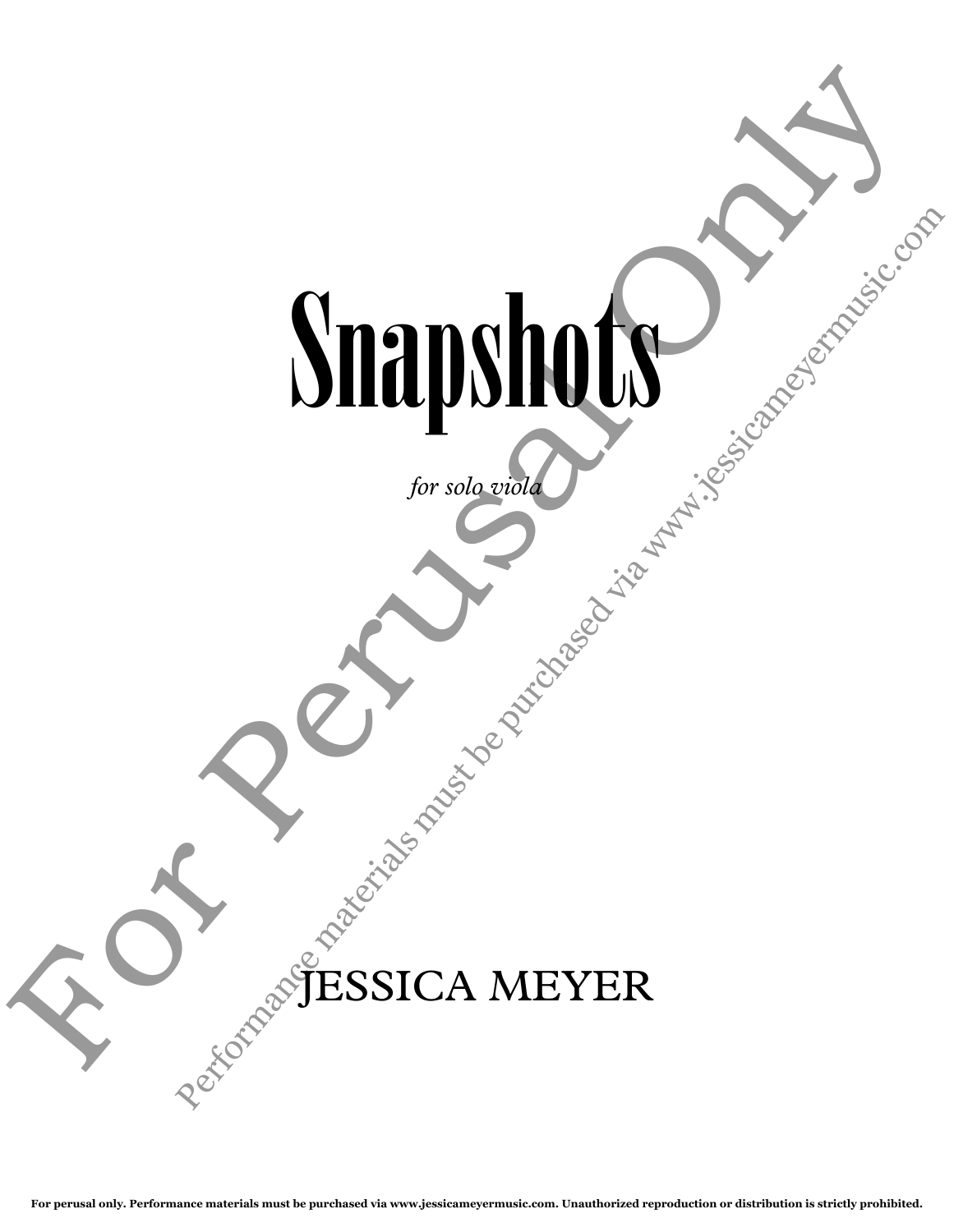# Snapshots

*for solo viola*

JESSICA MEYER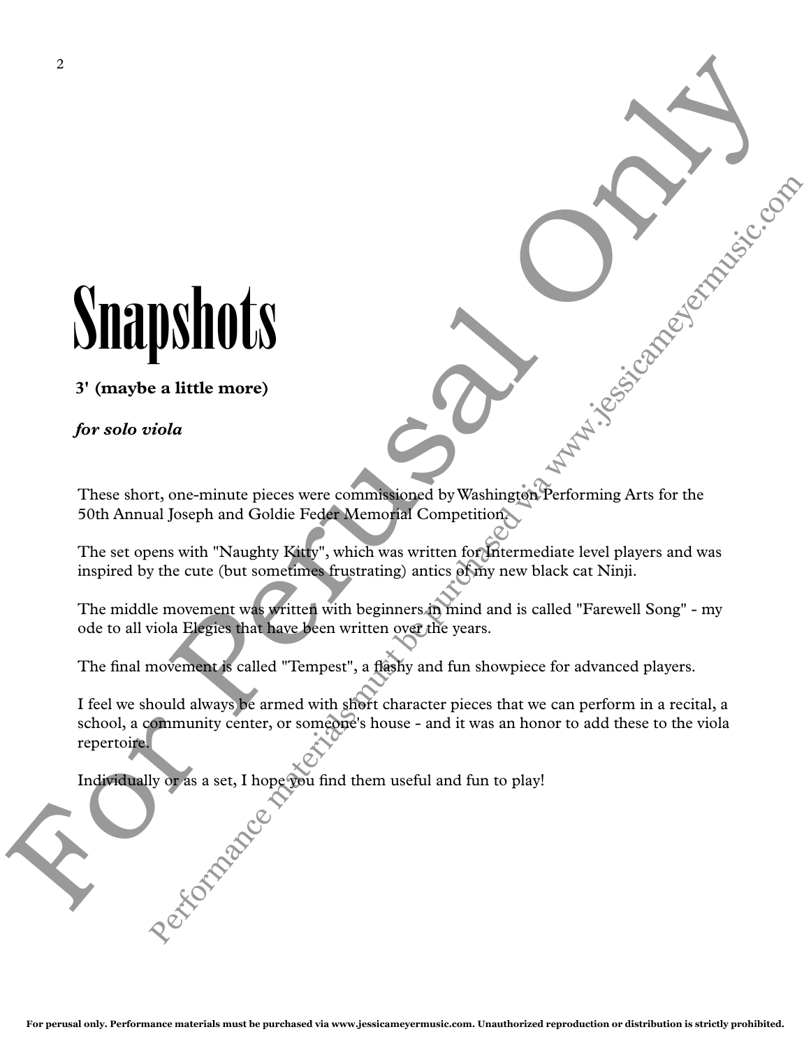# Snapshots

**3' (maybe a little more)**

***for solo viola***

These short, one-minute pieces were commissioned by Washington Performing Arts for the 50th Annual Joseph and Goldie Feder Memorial Competition.

The set opens with "Naughty Kitty", which was written for Intermediate level players and was inspired by the cute (but sometimes frustrating) antics of my new black cat Ninji.

The middle movement was written with beginners in mind and is called "Farewell Song" - my ode to all viola Elegies that have been written over the years.

The final movement is called "Tempest", a flashy and fun showpiece for advanced players.

I feel we should always be armed with short character pieces that we can perform in a recital, a school, a community center, or someone's house - and it was an honor to add these to the viola repertoire.

Individually or as a set, I hope you find them useful and fun to play!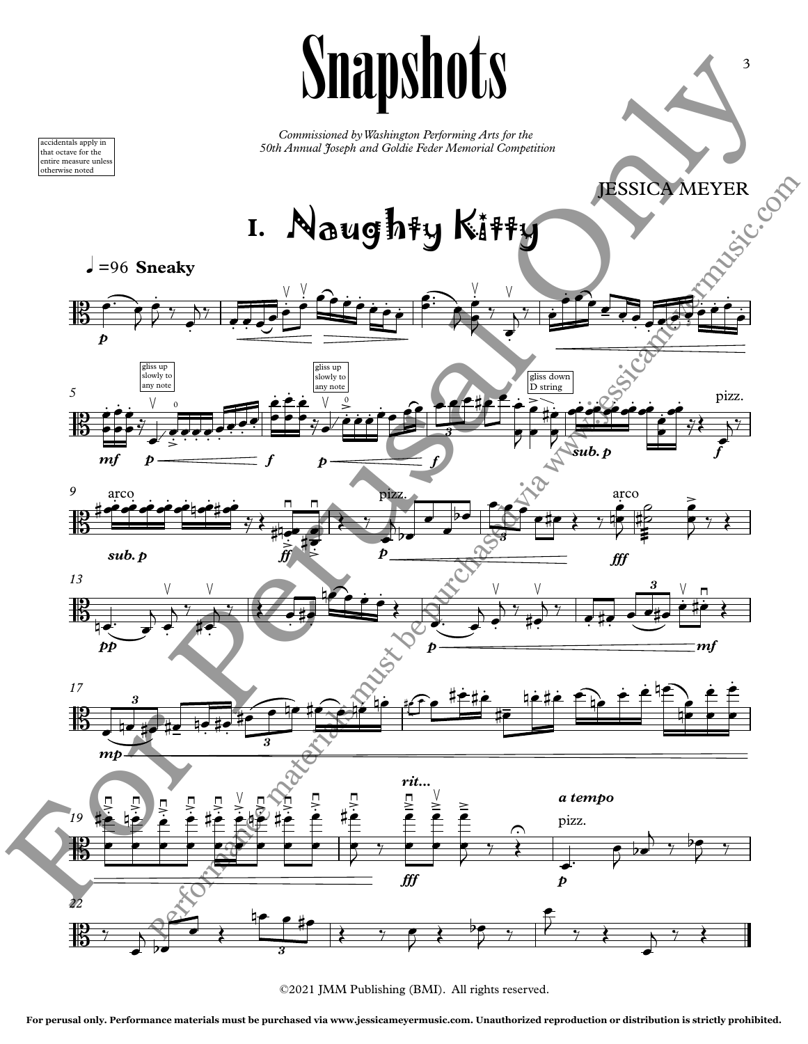# Snapshots

accidentals apply in that octave for the entire measure unless otherwise noted

*Commissioned by Washington Performing Arts for the 50th Annual Joseph and Goldie Feder Memorial Competition*

JESSICA MEYER

## I. Naughty Kitty

♩=96 **Sneaky**

©2021 JMM Publishing (BMI). All rights reserved.

**For perusal only. Performance materials must be purchased via www.jessicameyermusic.com. Unauthorized reproduction or distribution is strictly prohibited.**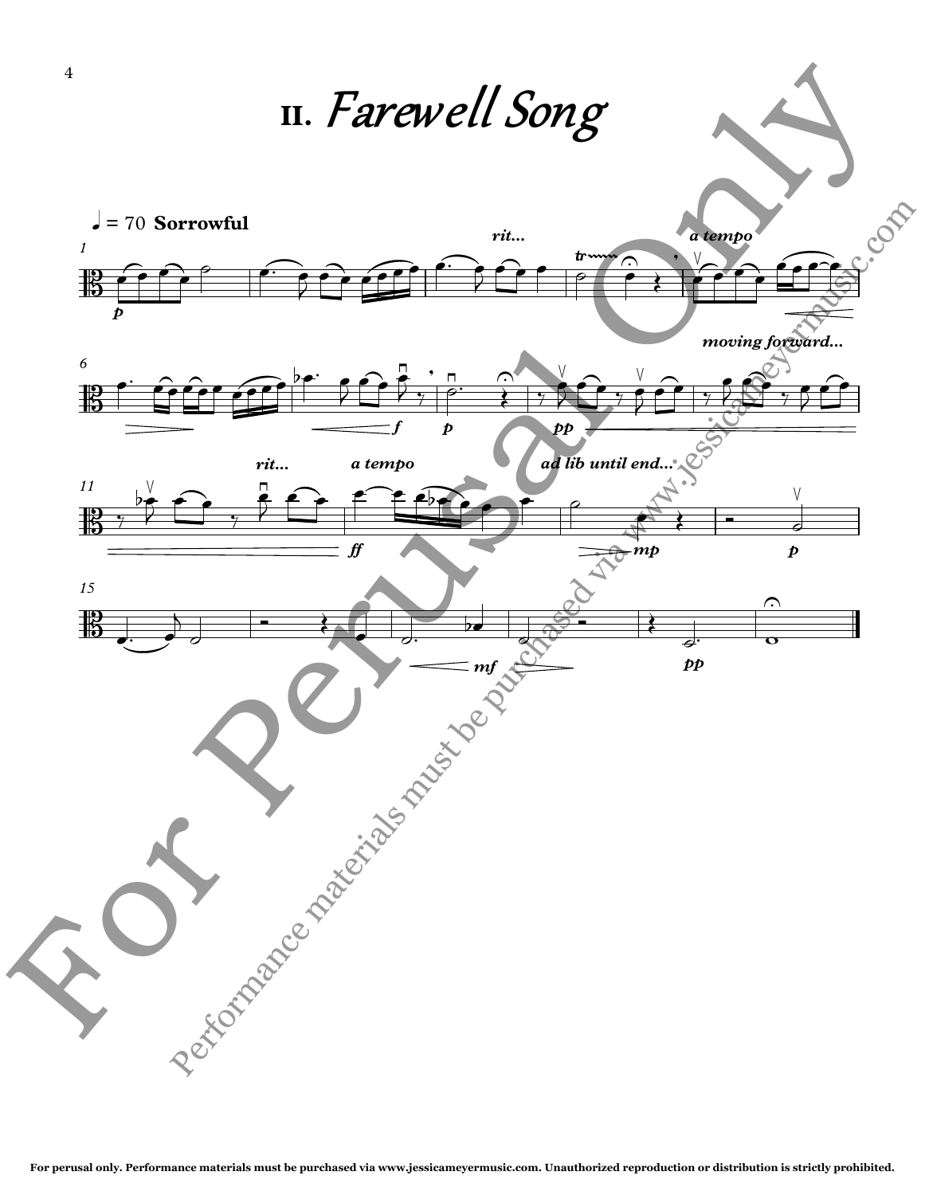# II. *Farewell Song*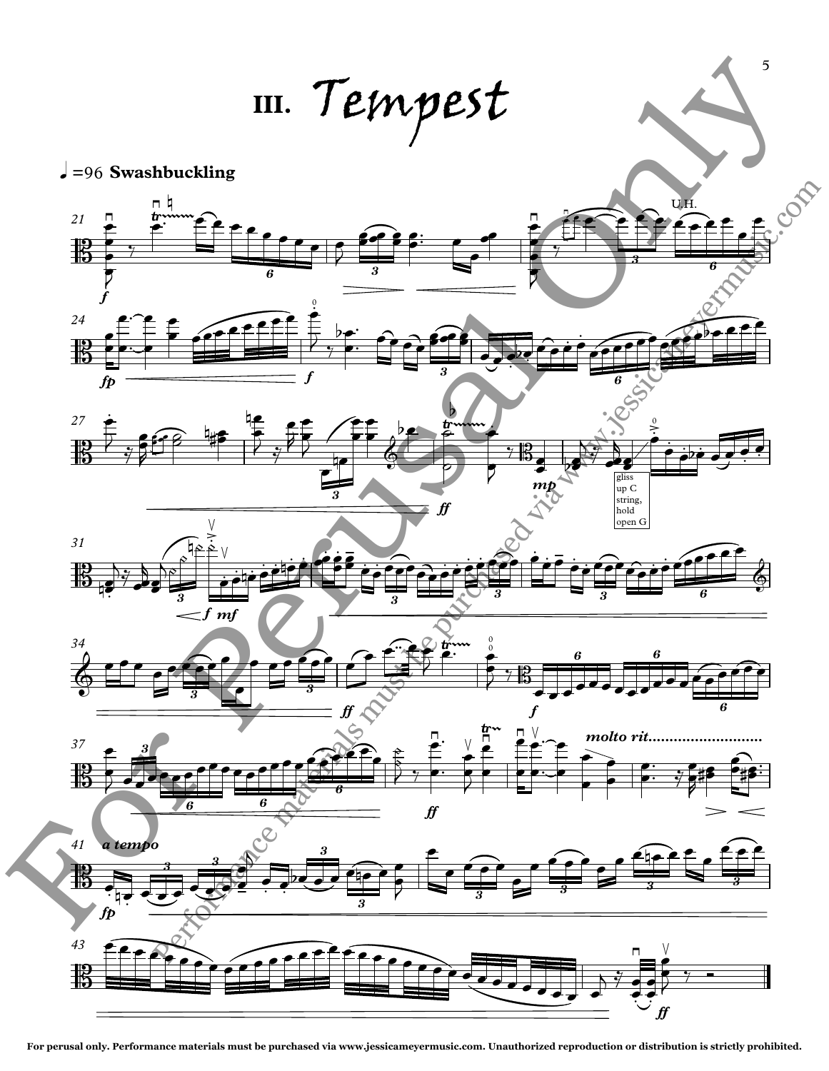# III. *Tempest*

♩=96 **Swashbuckling**

For perusal only. Performance materials must be purchased via www.jessicameyermusic.com. Unauthorized reproduction or distribution is strictly prohibited.